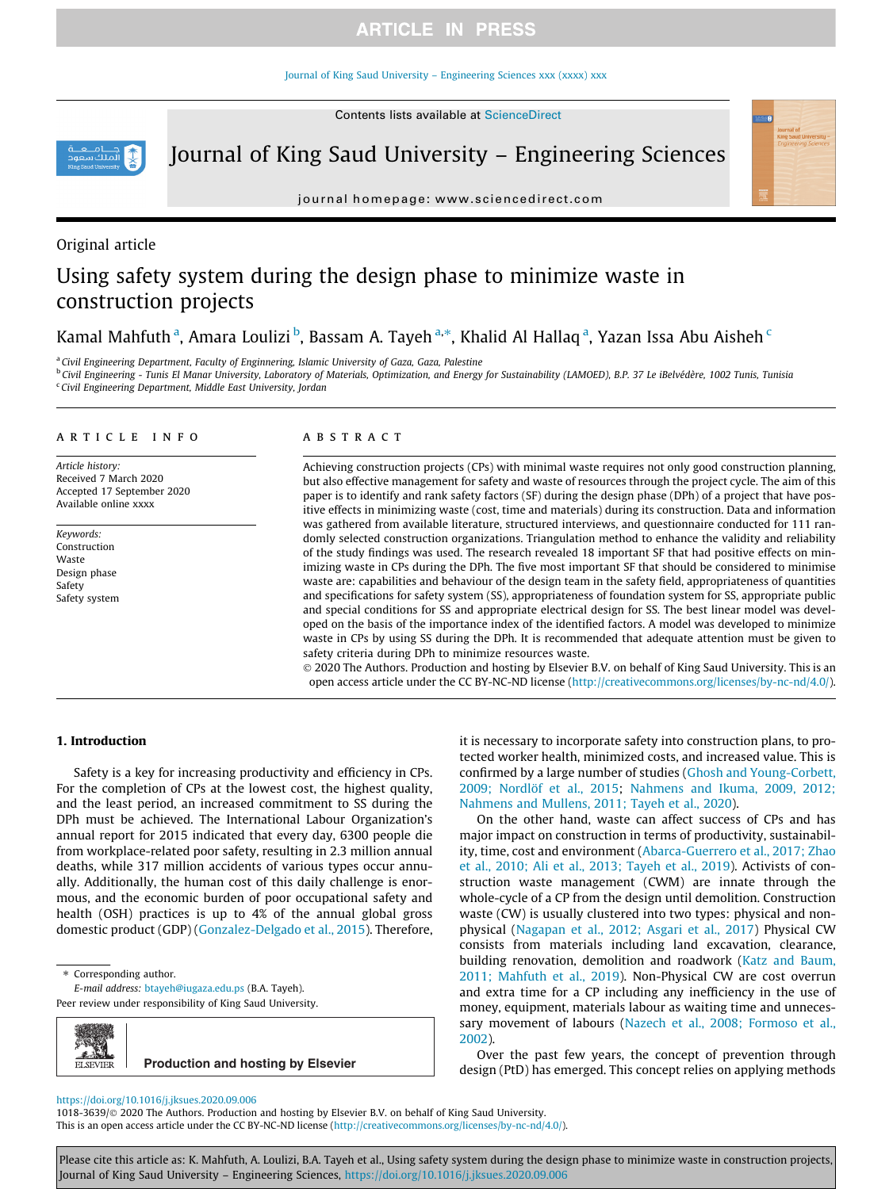Original article

# Using safety system during the design phase to minimize waste in construction projects

Kamal Mahfuth [a], Amara Loulizi [b], Bassam A. Tayeh [a,*], Khalid Al Hallaq [a], Yazan Issa Abu Aisheh [c]

[a] Civil Engineering Department, Faculty of Enginnering, Islamic University of Gaza, Gaza, Palestine
[b] Civil Engineering - Tunis El Manar University, Laboratory of Materials, Optimization, and Energy for Sustainability (LAMOED), B.P. 37 Le iBelvédère, 1002 Tunis, Tunisia
[c] Civil Engineering Department, Middle East University, Jordan

## ARTICLE INFO

*Article history:*
Received 7 March 2020
Accepted 17 September 2020
Available online xxxx

*Keywords:*
Construction
Waste
Design phase
Safety
Safety system

## ABSTRACT

Achieving construction projects (CPs) with minimal waste requires not only good construction planning, but also effective management for safety and waste of resources through the project cycle. The aim of this paper is to identify and rank safety factors (SF) during the design phase (DPh) of a project that have positive effects in minimizing waste (cost, time and materials) during its construction. Data and information was gathered from available literature, structured interviews, and questionnaire conducted for 111 randomly selected construction organizations. Triangulation method to enhance the validity and reliability of the study findings was used. The research revealed 18 important SF that had positive effects on minimizing waste in CPs during the DPh. The five most important SF that should be considered to minimise waste are: capabilities and behaviour of the design team in the safety field, appropriateness of quantities and specifications for safety system (SS), appropriateness of foundation system for SS, appropriate public and special conditions for SS and appropriate electrical design for SS. The best linear model was developed on the basis of the importance index of the identified factors. A model was developed to minimize waste in CPs by using SS during the DPh. It is recommended that adequate attention must be given to safety criteria during DPh to minimize resources waste.

© 2020 The Authors. Production and hosting by Elsevier B.V. on behalf of King Saud University. This is an open access article under the CC BY-NC-ND license (http://creativecommons.org/licenses/by-nc-nd/4.0/).

## 1. Introduction

Safety is a key for increasing productivity and efficiency in CPs. For the completion of CPs at the lowest cost, the highest quality, and the least period, an increased commitment to SS during the DPh must be achieved. The International Labour Organization's annual report for 2015 indicated that every day, 6300 people die from workplace-related poor safety, resulting in 2.3 million annual deaths, while 317 million accidents of various types occur annually. Additionally, the human cost of this daily challenge is enormous, and the economic burden of poor occupational safety and health (OSH) practices is up to 4% of the annual global gross domestic product (GDP) (Gonzalez-Delgado et al., 2015). Therefore, it is necessary to incorporate safety into construction plans, to protected worker health, minimized costs, and increased value. This is confirmed by a large number of studies (Ghosh and Young-Corbett, 2009; Nordlöf et al., 2015; Nahmens and Ikuma, 2009, 2012; Nahmens and Mullens, 2011; Tayeh et al., 2020).

On the other hand, waste can affect success of CPs and has major impact on construction in terms of productivity, sustainability, time, cost and environment (Abarca-Guerrero et al., 2017; Zhao et al., 2010; Ali et al., 2013; Tayeh et al., 2019). Activists of construction waste management (CWM) are innate through the whole-cycle of a CP from the design until demolition. Construction waste (CW) is usually clustered into two types: physical and non-physical (Nagapan et al., 2012; Asgari et al., 2017) Physical CW consists from materials including land excavation, clearance, building renovation, demolition and roadwork (Katz and Baum, 2011; Mahfuth et al., 2019). Non-Physical CW are cost overrun and extra time for a CP including any inefficiency in the use of money, equipment, materials labour as waiting time and unnecessary movement of labours (Nazech et al., 2008; Formoso et al., 2002).

Over the past few years, the concept of prevention through design (PtD) has emerged. This concept relies on applying methods

\* Corresponding author.
*E-mail address:* btayeh@iugaza.edu.ps (B.A. Tayeh).
Peer review under responsibility of King Saud University.

https://doi.org/10.1016/j.jksues.2020.09.006
1018-3639/© 2020 The Authors. Production and hosting by Elsevier B.V. on behalf of King Saud University.
This is an open access article under the CC BY-NC-ND license (http://creativecommons.org/licenses/by-nc-nd/4.0/).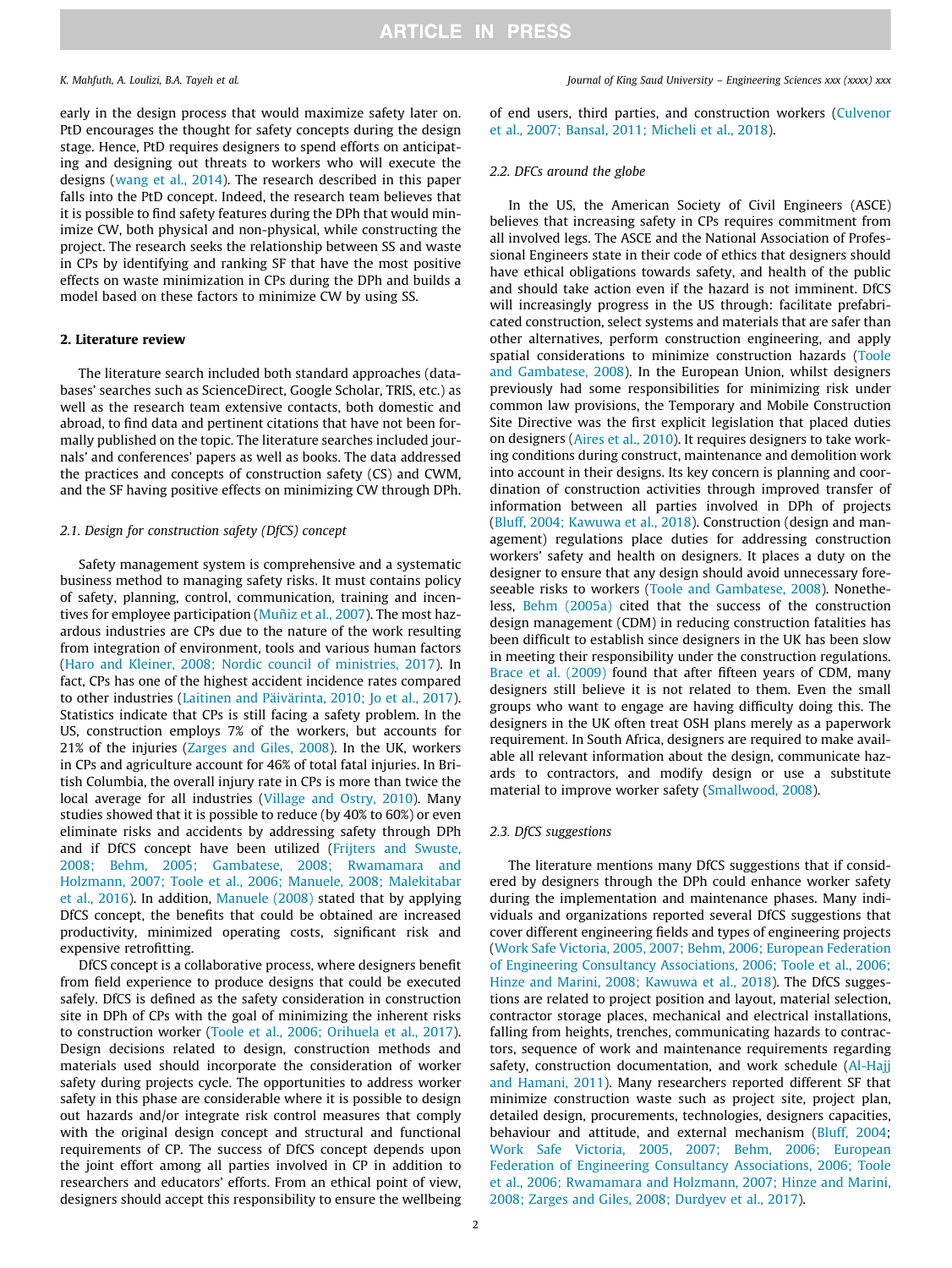early in the design process that would maximize safety later on. PtD encourages the thought for safety concepts during the design stage. Hence, PtD requires designers to spend efforts on anticipating and designing out threats to workers who will execute the designs (wang et al., 2014). The research described in this paper falls into the PtD concept. Indeed, the research team believes that it is possible to find safety features during the DPh that would minimize CW, both physical and non-physical, while constructing the project. The research seeks the relationship between SS and waste in CPs by identifying and ranking SF that have the most positive effects on waste minimization in CPs during the DPh and builds a model based on these factors to minimize CW by using SS.

## 2. Literature review

The literature search included both standard approaches (databases' searches such as ScienceDirect, Google Scholar, TRIS, etc.) as well as the research team extensive contacts, both domestic and abroad, to find data and pertinent citations that have not been formally published on the topic. The literature searches included journals' and conferences' papers as well as books. The data addressed the practices and concepts of construction safety (CS) and CWM, and the SF having positive effects on minimizing CW through DPh.

### 2.1. Design for construction safety (DfCS) concept

Safety management system is comprehensive and a systematic business method to managing safety risks. It must contains policy of safety, planning, control, communication, training and incentives for employee participation (Muñiz et al., 2007). The most hazardous industries are CPs due to the nature of the work resulting from integration of environment, tools and various human factors (Haro and Kleiner, 2008; Nordic council of ministries, 2017). In fact, CPs has one of the highest accident incidence rates compared to other industries (Laitinen and Päivärinta, 2010; Jo et al., 2017). Statistics indicate that CPs is still facing a safety problem. In the US, construction employs 7% of the workers, but accounts for 21% of the injuries (Zarges and Giles, 2008). In the UK, workers in CPs and agriculture account for 46% of total fatal injuries. In British Columbia, the overall injury rate in CPs is more than twice the local average for all industries (Village and Ostry, 2010). Many studies showed that it is possible to reduce (by 40% to 60%) or even eliminate risks and accidents by addressing safety through DPh and if DfCS concept have been utilized (Frijters and Swuste, 2008; Behm, 2005; Gambatese, 2008; Rwamamara and Holzmann, 2007; Toole et al., 2006; Manuele, 2008; Malekitabar et al., 2016). In addition, Manuele (2008) stated that by applying DfCS concept, the benefits that could be obtained are increased productivity, minimized operating costs, significant risk and expensive retrofitting.

DfCS concept is a collaborative process, where designers benefit from field experience to produce designs that could be executed safely. DfCS is defined as the safety consideration in construction site in DPh of CPs with the goal of minimizing the inherent risks to construction worker (Toole et al., 2006; Orihuela et al., 2017). Design decisions related to design, construction methods and materials used should incorporate the consideration of worker safety during projects cycle. The opportunities to address worker safety in this phase are considerable where it is possible to design out hazards and/or integrate risk control measures that comply with the original design concept and structural and functional requirements of CP. The success of DfCS concept depends upon the joint effort among all parties involved in CP in addition to researchers and educators' efforts. From an ethical point of view, designers should accept this responsibility to ensure the wellbeing of end users, third parties, and construction workers (Culvenor et al., 2007; Bansal, 2011; Micheli et al., 2018).

### 2.2. DFCs around the globe

In the US, the American Society of Civil Engineers (ASCE) believes that increasing safety in CPs requires commitment from all involved legs. The ASCE and the National Association of Professional Engineers state in their code of ethics that designers should have ethical obligations towards safety, and health of the public and should take action even if the hazard is not imminent. DfCS will increasingly progress in the US through: facilitate prefabricated construction, select systems and materials that are safer than other alternatives, perform construction engineering, and apply spatial considerations to minimize construction hazards (Toole and Gambatese, 2008). In the European Union, whilst designers previously had some responsibilities for minimizing risk under common law provisions, the Temporary and Mobile Construction Site Directive was the first explicit legislation that placed duties on designers (Aires et al., 2010). It requires designers to take working conditions during construct, maintenance and demolition work into account in their designs. Its key concern is planning and coordination of construction activities through improved transfer of information between all parties involved in DPh of projects (Bluff, 2004; Kawuwa et al., 2018). Construction (design and management) regulations place duties for addressing construction workers' safety and health on designers. It places a duty on the designer to ensure that any design should avoid unnecessary foreseeable risks to workers (Toole and Gambatese, 2008). Nonetheless, Behm (2005a) cited that the success of the construction design management (CDM) in reducing construction fatalities has been difficult to establish since designers in the UK has been slow in meeting their responsibility under the construction regulations. Brace et al. (2009) found that after fifteen years of CDM, many designers still believe it is not related to them. Even the small groups who want to engage are having difficulty doing this. The designers in the UK often treat OSH plans merely as a paperwork requirement. In South Africa, designers are required to make available all relevant information about the design, communicate hazards to contractors, and modify design or use a substitute material to improve worker safety (Smallwood, 2008).

### 2.3. DfCS suggestions

The literature mentions many DfCS suggestions that if considered by designers through the DPh could enhance worker safety during the implementation and maintenance phases. Many individuals and organizations reported several DfCS suggestions that cover different engineering fields and types of engineering projects (Work Safe Victoria, 2005, 2007; Behm, 2006; European Federation of Engineering Consultancy Associations, 2006; Toole et al., 2006; Hinze and Marini, 2008; Kawuwa et al., 2018). The DfCS suggestions are related to project position and layout, material selection, contractor storage places, mechanical and electrical installations, falling from heights, trenches, communicating hazards to contractors, sequence of work and maintenance requirements regarding safety, construction documentation, and work schedule (Al-Hajj and Hamani, 2011). Many researchers reported different SF that minimize construction waste such as project site, project plan, detailed design, procurements, technologies, designers capacities, behaviour and attitude, and external mechanism (Bluff, 2004; Work Safe Victoria, 2005, 2007; Behm, 2006; European Federation of Engineering Consultancy Associations, 2006; Toole et al., 2006; Rwamamara and Holzmann, 2007; Hinze and Marini, 2008; Zarges and Giles, 2008; Durdyev et al., 2017).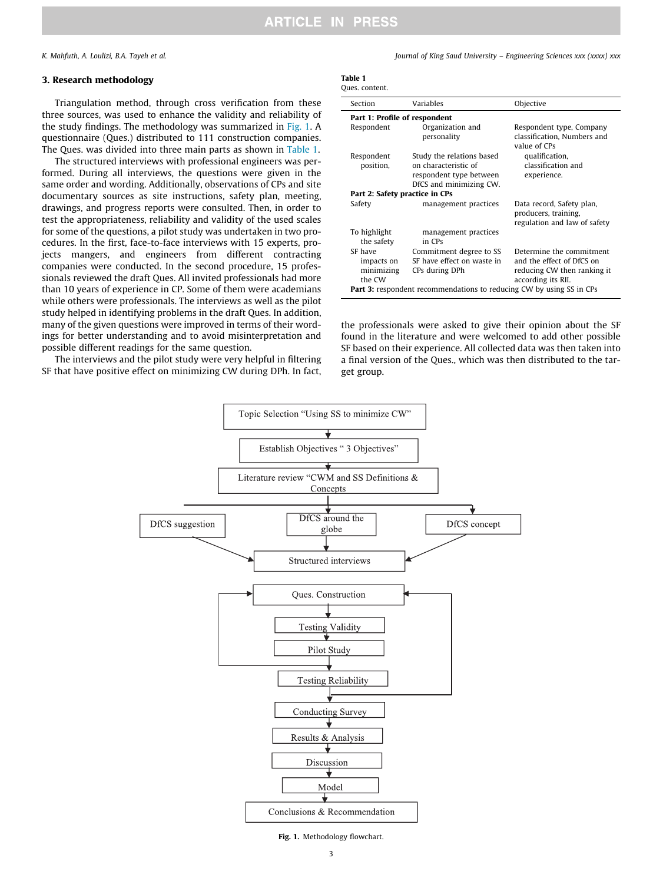## 3. Research methodology

Triangulation method, through cross verification from these three sources, was used to enhance the validity and reliability of the study findings. The methodology was summarized in Fig. 1. A questionnaire (Ques.) distributed to 111 construction companies. The Ques. was divided into three main parts as shown in Table 1.

The structured interviews with professional engineers was performed. During all interviews, the questions were given in the same order and wording. Additionally, observations of CPs and site documentary sources as site instructions, safety plan, meeting, drawings, and progress reports were consulted. Then, in order to test the appropriateness, reliability and validity of the used scales for some of the questions, a pilot study was undertaken in two procedures. In the first, face-to-face interviews with 15 experts, projects mangers, and engineers from different contracting companies were conducted. In the second procedure, 15 professionals reviewed the draft Ques. All invited professionals had more than 10 years of experience in CP. Some of them were academians while others were professionals. The interviews as well as the pilot study helped in identifying problems in the draft Ques. In addition, many of the given questions were improved in terms of their wordings for better understanding and to avoid misinterpretation and possible different readings for the same question.

The interviews and the pilot study were very helpful in filtering SF that have positive effect on minimizing CW during DPh. In fact, the professionals were asked to give their opinion about the SF found in the literature and were welcomed to add other possible SF based on their experience. All collected data was then taken into a final version of the Ques., which was then distributed to the target group.

**Table 1**
Ques. content.

| Section | Variables | Objective |
|---|---|---|
| **Part 1: Profile of respondent** | | |
| Respondent | Organization and personality | Respondent type, Company classification, Numbers and value of CPs |
| Respondent position, | Study the relations based on characteristic of respondent type between DfCS and minimizing CW. | qualification, classification and experience. |
| **Part 2: Safety practice in CPs** | | |
| Safety | management practices | Data record, Safety plan, producers, training, regulation and law of safety |
| To highlight the safety | management practices in CPs | |
| SF have impacts on minimizing the CW | Commitment degree to SS SF have effect on waste in CPs during DPh | Determine the commitment and the effect of DfCS on reducing CW then ranking it according its RII. |
| **Part 3:** respondent recommendations to reducing CW by using SS in CPs | | |

Topic Selection "Using SS to minimize CW" → Establish Objectives " 3 Objectives" → Literature review "CWM and SS Definitions & Concepts → DfCS suggestion / DfCS around the globe / DfCS concept → Structured interviews → Ques. Construction → Testing Validity → Pilot Study → Testing Reliability → Conducting Survey → Results & Analysis → Discussion → Model → Conclusions & Recommendation

Fig. 1. Methodology flowchart.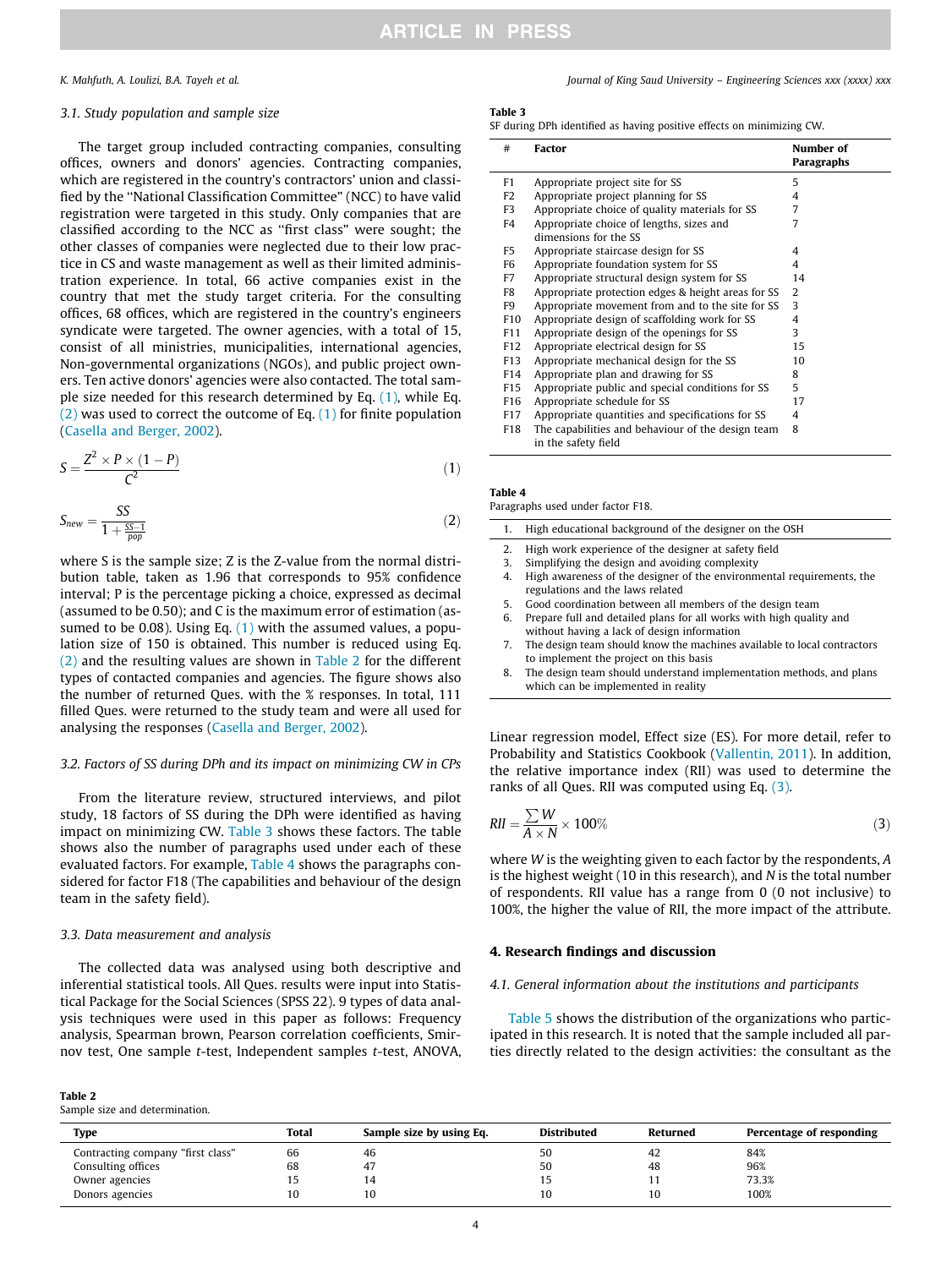### 3.1. Study population and sample size

The target group included contracting companies, consulting offices, owners and donors' agencies. Contracting companies, which are registered in the country's contractors' union and classified by the "National Classification Committee" (NCC) to have valid registration were targeted in this study. Only companies that are classified according to the NCC as "first class" were sought; the other classes of companies were neglected due to their low practice in CS and waste management as well as their limited administration experience. In total, 66 active companies exist in the country that met the study target criteria. For the consulting offices, 68 offices, which are registered in the country's engineers syndicate were targeted. The owner agencies, with a total of 15, consist of all ministries, municipalities, international agencies, Non-governmental organizations (NGOs), and public project owners. Ten active donors' agencies were also contacted. The total sample size needed for this research determined by Eq. (1), while Eq. (2) was used to correct the outcome of Eq. (1) for finite population (Casella and Berger, 2002).

$$S = \frac{Z^2 \times P \times (1 - P)}{C^2} \tag{1}$$

$$S_{new} = \frac{SS}{1 + \frac{SS-1}{pop}} \tag{2}$$

where S is the sample size; Z is the Z-value from the normal distribution table, taken as 1.96 that corresponds to 95% confidence interval; P is the percentage picking a choice, expressed as decimal (assumed to be 0.50); and C is the maximum error of estimation (assumed to be 0.08). Using Eq. (1) with the assumed values, a population size of 150 is obtained. This number is reduced using Eq. (2) and the resulting values are shown in Table 2 for the different types of contacted companies and agencies. The figure shows also the number of returned Ques. with the % responses. In total, 111 filled Ques. were returned to the study team and were all used for analysing the responses (Casella and Berger, 2002).

### 3.2. Factors of SS during DPh and its impact on minimizing CW in CPs

From the literature review, structured interviews, and pilot study, 18 factors of SS during the DPh were identified as having impact on minimizing CW. Table 3 shows these factors. The table shows also the number of paragraphs used under each of these evaluated factors. For example, Table 4 shows the paragraphs considered for factor F18 (The capabilities and behaviour of the design team in the safety field).

### 3.3. Data measurement and analysis

The collected data was analysed using both descriptive and inferential statistical tools. All Ques. results were input into Statistical Package for the Social Sciences (SPSS 22). 9 types of data analysis techniques were used in this paper as follows: Frequency analysis, Spearman brown, Pearson correlation coefficients, Smirnov test, One sample *t*-test, Independent samples *t*-test, ANOVA, Linear regression model, Effect size (ES). For more detail, refer to Probability and Statistics Cookbook (Vallentin, 2011). In addition, the relative importance index (RII) was used to determine the ranks of all Ques. RII was computed using Eq. (3).

$$RII = \frac{\sum W}{A \times N} \times 100\% \tag{3}$$

where $W$ is the weighting given to each factor by the respondents, $A$ is the highest weight (10 in this research), and $N$ is the total number of respondents. RII value has a range from 0 (0 not inclusive) to 100%, the higher the value of RII, the more impact of the attribute.

**Table 3**
SF during DPh identified as having positive effects on minimizing CW.

| # | Factor | Number of Paragraphs |
|---|---|---|
| F1 | Appropriate project site for SS | 5 |
| F2 | Appropriate project planning for SS | 4 |
| F3 | Appropriate choice of quality materials for SS | 7 |
| F4 | Appropriate choice of lengths, sizes and dimensions for the SS | 7 |
| F5 | Appropriate staircase design for SS | 4 |
| F6 | Appropriate foundation system for SS | 4 |
| F7 | Appropriate structural design system for SS | 14 |
| F8 | Appropriate protection edges & height areas for SS | 2 |
| F9 | Appropriate movement from and to the site for SS | 3 |
| F10 | Appropriate design of scaffolding work for SS | 4 |
| F11 | Appropriate design of the openings for SS | 3 |
| F12 | Appropriate electrical design for SS | 15 |
| F13 | Appropriate mechanical design for the SS | 10 |
| F14 | Appropriate plan and drawing for SS | 8 |
| F15 | Appropriate public and special conditions for SS | 5 |
| F16 | Appropriate schedule for SS | 17 |
| F17 | Appropriate quantities and specifications for SS | 4 |
| F18 | The capabilities and behaviour of the design team in the safety field | 8 |

**Table 4**
Paragraphs used under factor F18.

1. High educational background of the designer on the OSH
2. High work experience of the designer at safety field
3. Simplifying the design and avoiding complexity
4. High awareness of the designer of the environmental requirements, the regulations and the laws related
5. Good coordination between all members of the design team
6. Prepare full and detailed plans for all works with high quality and without having a lack of design information
7. The design team should know the machines available to local contractors to implement the project on this basis
8. The design team should understand implementation methods, and plans which can be implemented in reality

## 4. Research findings and discussion

### 4.1. General information about the institutions and participants

Table 5 shows the distribution of the organizations who participated in this research. It is noted that the sample included all parties directly related to the design activities: the consultant as the

**Table 2**
Sample size and determination.

| Type | Total | Sample size by using Eq. | Distributed | Returned | Percentage of responding |
|---|---|---|---|---|---|
| Contracting company "first class" | 66 | 46 | 50 | 42 | 84% |
| Consulting offices | 68 | 47 | 50 | 48 | 96% |
| Owner agencies | 15 | 14 | 15 | 11 | 73.3% |
| Donors agencies | 10 | 10 | 10 | 10 | 100% |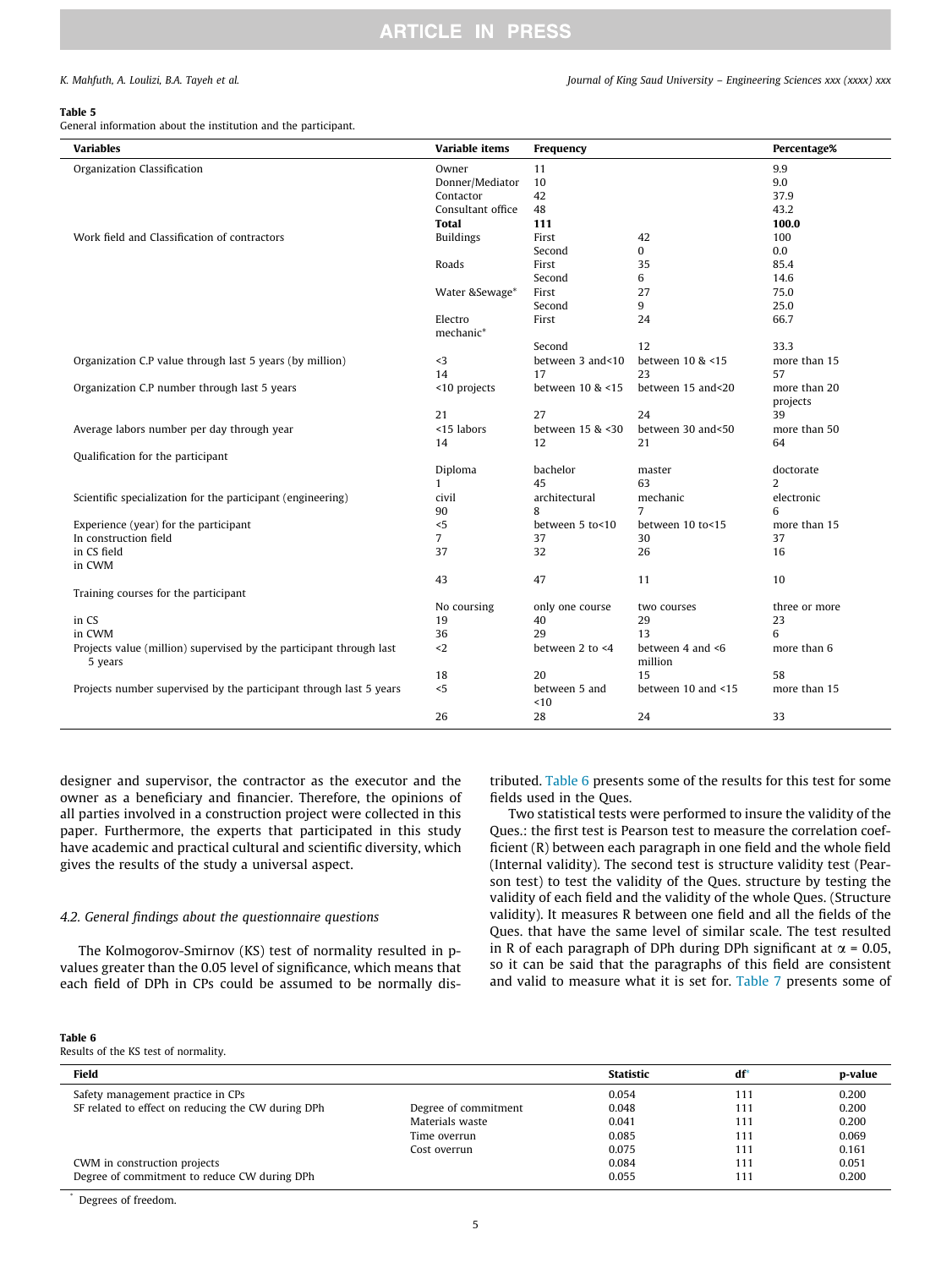**Table 5**
General information about the institution and the participant.

| Variables | Variable items | Frequency | | Percentage% |
|---|---|---|---|---|
| Organization Classification | Owner | 11 | | 9.9 |
| | Donner/Mediator | 10 | | 9.0 |
| | Contactor | 42 | | 37.9 |
| | Consultant office | 48 | | 43.2 |
| | **Total** | **111** | | **100.0** |
| Work field and Classification of contractors | Buildings | First | 42 | 100 |
| | | Second | 0 | 0.0 |
| | Roads | First | 35 | 85.4 |
| | | Second | 6 | 14.6 |
| | Water &Sewage* | First | 27 | 75.0 |
| | | Second | 9 | 25.0 |
| | Electro mechanic* | First | 24 | 66.7 |
| | | Second | 12 | 33.3 |
| Organization C.P value through last 5 years (by million) | <3 | between 3 and<10 | between 10 & <15 | more than 15 |
| | 14 | 17 | 23 | 57 |
| Organization C.P number through last 5 years | <10 projects | between 10 & <15 | between 15 and<20 | more than 20 projects |
| | 21 | 27 | 24 | 39 |
| Average labors number per day through year | <15 labors | between 15 & <30 | between 30 and<50 | more than 50 |
| | 14 | 12 | 21 | 64 |
| Qualification for the participant | | | | |
| | Diploma | bachelor | master | doctorate |
| | 1 | 45 | 63 | 2 |
| Scientific specialization for the participant (engineering) | civil | architectural | mechanic | electronic |
| | 90 | 8 | 7 | 6 |
| Experience (year) for the participant | <5 | between 5 to<10 | between 10 to<15 | more than 15 |
| In construction field | 7 | 37 | 30 | 37 |
| in CS field | 37 | 32 | 26 | 16 |
| in CWM | | | | |
| | 43 | 47 | 11 | 10 |
| Training courses for the participant | | | | |
| | No coursing | only one course | two courses | three or more |
| in CS | 19 | 40 | 29 | 23 |
| in CWM | 36 | 29 | 13 | 6 |
| Projects value (million) supervised by the participant through last 5 years | <2 | between 2 to <4 | between 4 and <6 million | more than 6 |
| | 18 | 20 | 15 | 58 |
| Projects number supervised by the participant through last 5 years | <5 | between 5 and <10 | between 10 and <15 | more than 15 |
| | 26 | 28 | 24 | 33 |

designer and supervisor, the contractor as the executor and the owner as a beneficiary and financier. Therefore, the opinions of all parties involved in a construction project were collected in this paper. Furthermore, the experts that participated in this study have academic and practical cultural and scientific diversity, which gives the results of the study a universal aspect.

### 4.2. General findings about the questionnaire questions

The Kolmogorov-Smirnov (KS) test of normality resulted in p-values greater than the 0.05 level of significance, which means that each field of DPh in CPs could be assumed to be normally distributed. Table 6 presents some of the results for this test for some fields used in the Ques.

Two statistical tests were performed to insure the validity of the Ques.: the first test is Pearson test to measure the correlation coefficient (R) between each paragraph in one field and the whole field (Internal validity). The second test is structure validity test (Pearson test) to test the validity of the Ques. structure by testing the validity of each field and the validity of the whole Ques. (Structure validity). It measures R between one field and all the fields of the Ques. that have the same level of similar scale. The test resulted in R of each paragraph of DPh during DPh significant at $\alpha = 0.05$, so it can be said that the paragraphs of this field are consistent and valid to measure what it is set for. Table 7 presents some of

**Table 6**
Results of the KS test of normality.

| Field | | Statistic | df* | p-value |
|---|---|---|---|---|
| Safety management practice in CPs | | 0.054 | 111 | 0.200 |
| SF related to effect on reducing the CW during DPh | Degree of commitment | 0.048 | 111 | 0.200 |
| | Materials waste | 0.041 | 111 | 0.200 |
| | Time overrun | 0.085 | 111 | 0.069 |
| | Cost overrun | 0.075 | 111 | 0.161 |
| CWM in construction projects | | 0.084 | 111 | 0.051 |
| Degree of commitment to reduce CW during DPh | | 0.055 | 111 | 0.200 |

\* Degrees of freedom.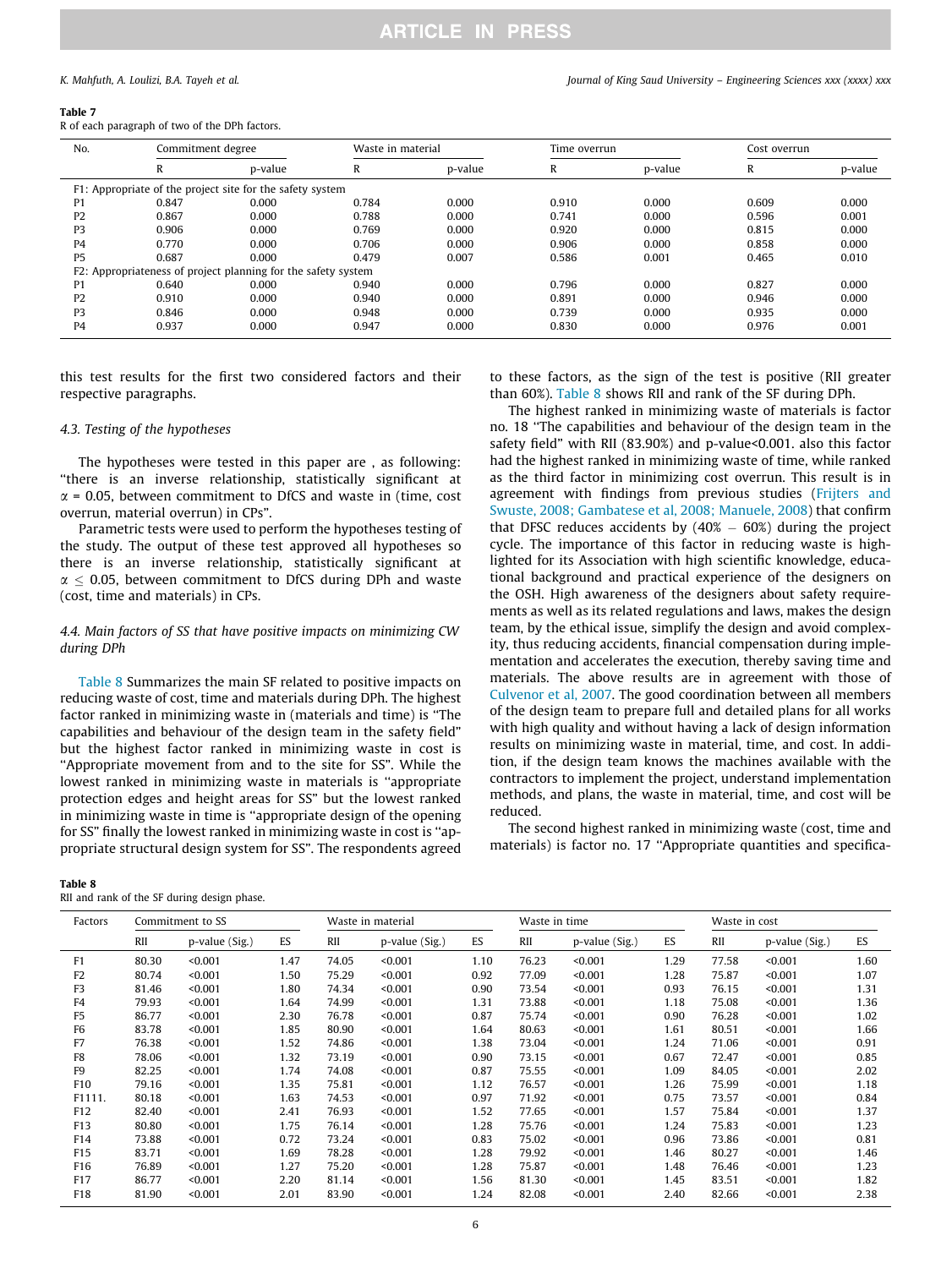**Table 7**
R of each paragraph of two of the DPh factors.

| No. | Commitment degree | | Waste in material | | Time overrun | | Cost overrun | |
|---|---|---|---|---|---|---|---|---|
| | R | p-value | R | p-value | R | p-value | R | p-value |
| F1: Appropriate of the project site for the safety system | | | | | | | | |
| P1 | 0.847 | 0.000 | 0.784 | 0.000 | 0.910 | 0.000 | 0.609 | 0.000 |
| P2 | 0.867 | 0.000 | 0.788 | 0.000 | 0.741 | 0.000 | 0.596 | 0.001 |
| P3 | 0.906 | 0.000 | 0.769 | 0.000 | 0.920 | 0.000 | 0.815 | 0.000 |
| P4 | 0.770 | 0.000 | 0.706 | 0.000 | 0.906 | 0.000 | 0.858 | 0.000 |
| P5 | 0.687 | 0.000 | 0.479 | 0.007 | 0.586 | 0.001 | 0.465 | 0.010 |
| F2: Appropriateness of project planning for the safety system | | | | | | | | |
| P1 | 0.640 | 0.000 | 0.940 | 0.000 | 0.796 | 0.000 | 0.827 | 0.000 |
| P2 | 0.910 | 0.000 | 0.940 | 0.000 | 0.891 | 0.000 | 0.946 | 0.000 |
| P3 | 0.846 | 0.000 | 0.948 | 0.000 | 0.739 | 0.000 | 0.935 | 0.000 |
| P4 | 0.937 | 0.000 | 0.947 | 0.000 | 0.830 | 0.000 | 0.976 | 0.001 |

this test results for the first two considered factors and their respective paragraphs.

### 4.3. Testing of the hypotheses

The hypotheses were tested in this paper are , as following: "there is an inverse relationship, statistically significant at $\alpha = 0.05$, between commitment to DfCS and waste in (time, cost overrun, material overrun) in CPs".

Parametric tests were used to perform the hypotheses testing of the study. The output of these test approved all hypotheses so there is an inverse relationship, statistically significant at $\alpha \leq 0.05$, between commitment to DfCS during DPh and waste (cost, time and materials) in CPs.

### 4.4. Main factors of SS that have positive impacts on minimizing CW during DPh

Table 8 Summarizes the main SF related to positive impacts on reducing waste of cost, time and materials during DPh. The highest factor ranked in minimizing waste in (materials and time) is "The capabilities and behaviour of the design team in the safety field" but the highest factor ranked in minimizing waste in cost is "Appropriate movement from and to the site for SS". While the lowest ranked in minimizing waste in materials is "appropriate protection edges and height areas for SS" but the lowest ranked in minimizing waste in time is "appropriate design of the opening for SS" finally the lowest ranked in minimizing waste in cost is "appropriate structural design system for SS". The respondents agreed to these factors, as the sign of the test is positive (RII greater than 60%). Table 8 shows RII and rank of the SF during DPh.

The highest ranked in minimizing waste of materials is factor no. 18 "The capabilities and behaviour of the design team in the safety field" with RII (83.90%) and p-value<0.001. also this factor had the highest ranked in minimizing waste of time, while ranked as the third factor in minimizing cost overrun. This result is in agreement with findings from previous studies (Frijters and Swuste, 2008; Gambatese et al, 2008; Manuele, 2008) that confirm that DFSC reduces accidents by (40% – 60%) during the project cycle. The importance of this factor in reducing waste is highlighted for its Association with high scientific knowledge, educational background and practical experience of the designers on the OSH. High awareness of the designers about safety requirements as well as its related regulations and laws, makes the design team, by the ethical issue, simplify the design and avoid complexity, thus reducing accidents, financial compensation during implementation and accelerates the execution, thereby saving time and materials. The above results are in agreement with those of Culvenor et al, 2007. The good coordination between all members of the design team to prepare full and detailed plans for all works with high quality and without having a lack of design information results on minimizing waste in material, time, and cost. In addition, if the design team knows the machines available with the contractors to implement the project, understand implementation methods, and plans, the waste in material, time, and cost will be reduced.

The second highest ranked in minimizing waste (cost, time and materials) is factor no. 17 "Appropriate quantities and specifica-

**Table 8**
RII and rank of the SF during design phase.

| Factors | Commitment to SS | | | Waste in material | | | Waste in time | | | Waste in cost | | |
|---|---|---|---|---|---|---|---|---|---|---|---|---|
| | RII | p-value (Sig.) | ES | RII | p-value (Sig.) | ES | RII | p-value (Sig.) | ES | RII | p-value (Sig.) | ES |
| F1 | 80.30 | <0.001 | 1.47 | 74.05 | <0.001 | 1.10 | 76.23 | <0.001 | 1.29 | 77.58 | <0.001 | 1.60 |
| F2 | 80.74 | <0.001 | 1.50 | 75.29 | <0.001 | 0.92 | 77.09 | <0.001 | 1.28 | 75.87 | <0.001 | 1.07 |
| F3 | 81.46 | <0.001 | 1.80 | 74.34 | <0.001 | 0.90 | 73.54 | <0.001 | 0.93 | 76.15 | <0.001 | 1.31 |
| F4 | 79.93 | <0.001 | 1.64 | 74.99 | <0.001 | 1.31 | 73.88 | <0.001 | 1.18 | 75.08 | <0.001 | 1.36 |
| F5 | 86.77 | <0.001 | 2.30 | 76.78 | <0.001 | 0.87 | 75.74 | <0.001 | 0.90 | 76.28 | <0.001 | 1.02 |
| F6 | 83.78 | <0.001 | 1.85 | 80.90 | <0.001 | 1.64 | 80.63 | <0.001 | 1.61 | 80.51 | <0.001 | 1.66 |
| F7 | 76.38 | <0.001 | 1.52 | 74.86 | <0.001 | 1.38 | 73.04 | <0.001 | 1.24 | 71.06 | <0.001 | 0.91 |
| F8 | 78.06 | <0.001 | 1.32 | 73.19 | <0.001 | 0.90 | 73.15 | <0.001 | 0.67 | 72.47 | <0.001 | 0.85 |
| F9 | 82.25 | <0.001 | 1.74 | 74.08 | <0.001 | 0.87 | 75.55 | <0.001 | 1.09 | 84.05 | <0.001 | 2.02 |
| F10 | 79.16 | <0.001 | 1.35 | 75.81 | <0.001 | 1.12 | 76.57 | <0.001 | 1.26 | 75.99 | <0.001 | 1.18 |
| F1111. | 80.18 | <0.001 | 1.63 | 74.53 | <0.001 | 0.97 | 71.92 | <0.001 | 0.75 | 73.57 | <0.001 | 0.84 |
| F12 | 82.40 | <0.001 | 2.41 | 76.93 | <0.001 | 1.52 | 77.65 | <0.001 | 1.57 | 75.84 | <0.001 | 1.37 |
| F13 | 80.80 | <0.001 | 1.75 | 76.14 | <0.001 | 1.28 | 75.76 | <0.001 | 1.24 | 75.83 | <0.001 | 1.23 |
| F14 | 73.88 | <0.001 | 0.72 | 73.24 | <0.001 | 0.83 | 75.02 | <0.001 | 0.96 | 73.86 | <0.001 | 0.81 |
| F15 | 83.71 | <0.001 | 1.69 | 78.28 | <0.001 | 1.28 | 79.92 | <0.001 | 1.46 | 80.27 | <0.001 | 1.46 |
| F16 | 76.89 | <0.001 | 1.27 | 75.20 | <0.001 | 1.28 | 75.87 | <0.001 | 1.48 | 76.46 | <0.001 | 1.23 |
| F17 | 86.77 | <0.001 | 2.20 | 81.14 | <0.001 | 1.56 | 81.30 | <0.001 | 1.45 | 83.51 | <0.001 | 1.82 |
| F18 | 81.90 | <0.001 | 2.01 | 83.90 | <0.001 | 1.24 | 82.08 | <0.001 | 2.40 | 82.66 | <0.001 | 2.38 |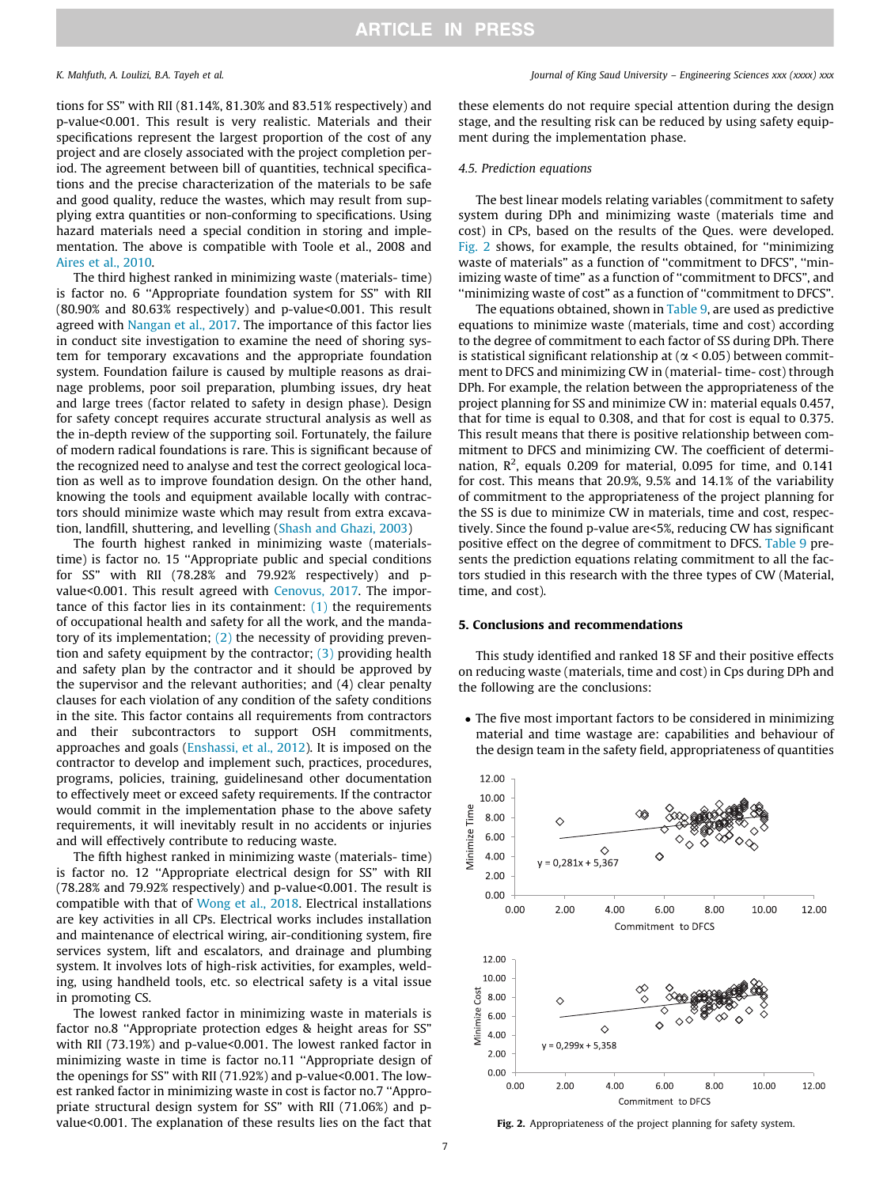tions for SS" with RII (81.14%, 81.30% and 83.51% respectively) and p-value<0.001. This result is very realistic. Materials and their specifications represent the largest proportion of the cost of any project and are closely associated with the project completion period. The agreement between bill of quantities, technical specifications and the precise characterization of the materials to be safe and good quality, reduce the wastes, which may result from supplying extra quantities or non-conforming to specifications. Using hazard materials need a special condition in storing and implementation. The above is compatible with Toole et al., 2008 and Aires et al., 2010.

The third highest ranked in minimizing waste (materials- time) is factor no. 6 "Appropriate foundation system for SS" with RII (80.90% and 80.63% respectively) and p-value<0.001. This result agreed with Nangan et al., 2017. The importance of this factor lies in conduct site investigation to examine the need of shoring system for temporary excavations and the appropriate foundation system. Foundation failure is caused by multiple reasons as drainage problems, poor soil preparation, plumbing issues, dry heat and large trees (factor related to safety in design phase). Design for safety concept requires accurate structural analysis as well as the in-depth review of the supporting soil. Fortunately, the failure of modern radical foundations is rare. This is significant because of the recognized need to analyse and test the correct geological location as well as to improve foundation design. On the other hand, knowing the tools and equipment available locally with contractors should minimize waste which may result from extra excavation, landfill, shuttering, and levelling (Shash and Ghazi, 2003)

The fourth highest ranked in minimizing waste (materials-time) is factor no. 15 "Appropriate public and special conditions for SS" with RII (78.28% and 79.92% respectively) and p-value<0.001. This result agreed with Cenovus, 2017. The importance of this factor lies in its containment: (1) the requirements of occupational health and safety for all the work, and the mandatory of its implementation; (2) the necessity of providing prevention and safety equipment by the contractor; (3) providing health and safety plan by the contractor and it should be approved by the supervisor and the relevant authorities; and (4) clear penalty clauses for each violation of any condition of the safety conditions in the site. This factor contains all requirements from contractors and their subcontractors to support OSH commitments, approaches and goals (Enshassi, et al., 2012). It is imposed on the contractor to develop and implement such, practices, procedures, programs, policies, training, guidelinesand other documentation to effectively meet or exceed safety requirements. If the contractor would commit in the implementation phase to the above safety requirements, it will inevitably result in no accidents or injuries and will effectively contribute to reducing waste.

The fifth highest ranked in minimizing waste (materials- time) is factor no. 12 "Appropriate electrical design for SS" with RII (78.28% and 79.92% respectively) and p-value<0.001. The result is compatible with that of Wong et al., 2018. Electrical installations are key activities in all CPs. Electrical works includes installation and maintenance of electrical wiring, air-conditioning system, fire services system, lift and escalators, and drainage and plumbing system. It involves lots of high-risk activities, for examples, welding, using handheld tools, etc. so electrical safety is a vital issue in promoting CS.

The lowest ranked factor in minimizing waste in materials is factor no.8 "Appropriate protection edges & height areas for SS" with RII (73.19%) and p-value<0.001. The lowest ranked factor in minimizing waste in time is factor no.11 "Appropriate design of the openings for SS" with RII (71.92%) and p-value<0.001. The lowest ranked factor in minimizing waste in cost is factor no.7 "Appropriate structural design system for SS" with RII (71.06%) and p-value<0.001. The explanation of these results lies on the fact that these elements do not require special attention during the design stage, and the resulting risk can be reduced by using safety equipment during the implementation phase.

### 4.5. Prediction equations

The best linear models relating variables (commitment to safety system during DPh and minimizing waste (materials time and cost) in CPs, based on the results of the Ques. were developed. Fig. 2 shows, for example, the results obtained, for "minimizing waste of materials" as a function of "commitment to DFCS", "minimizing waste of time" as a function of "commitment to DFCS", and "minimizing waste of cost" as a function of "commitment to DFCS".

The equations obtained, shown in Table 9, are used as predictive equations to minimize waste (materials, time and cost) according to the degree of commitment to each factor of SS during DPh. There is statistical significant relationship at ($\alpha < 0.05$) between commitment to DFCS and minimizing CW in (material- time- cost) through DPh. For example, the relation between the appropriateness of the project planning for SS and minimize CW in: material equals 0.457, that for time is equal to 0.308, and that for cost is equal to 0.375. This result means that there is positive relationship between commitment to DFCS and minimizing CW. The coefficient of determination, $R^2$, equals 0.209 for material, 0.095 for time, and 0.141 for cost. This means that 20.9%, 9.5% and 14.1% of the variability of commitment to the appropriateness of the project planning for the SS is due to minimize CW in materials, time and cost, respectively. Since the found p-value are<5%, reducing CW has significant positive effect on the degree of commitment to DFCS. Table 9 presents the prediction equations relating commitment to all the factors studied in this research with the three types of CW (Material, time, and cost).

## 5. Conclusions and recommendations

This study identified and ranked 18 SF and their positive effects on reducing waste (materials, time and cost) in Cps during DPh and the following are the conclusions:

- The five most important factors to be considered in minimizing material and time wastage are: capabilities and behaviour of the design team in the safety field, appropriateness of quantities

Fig. 2. Appropriateness of the project planning for safety system.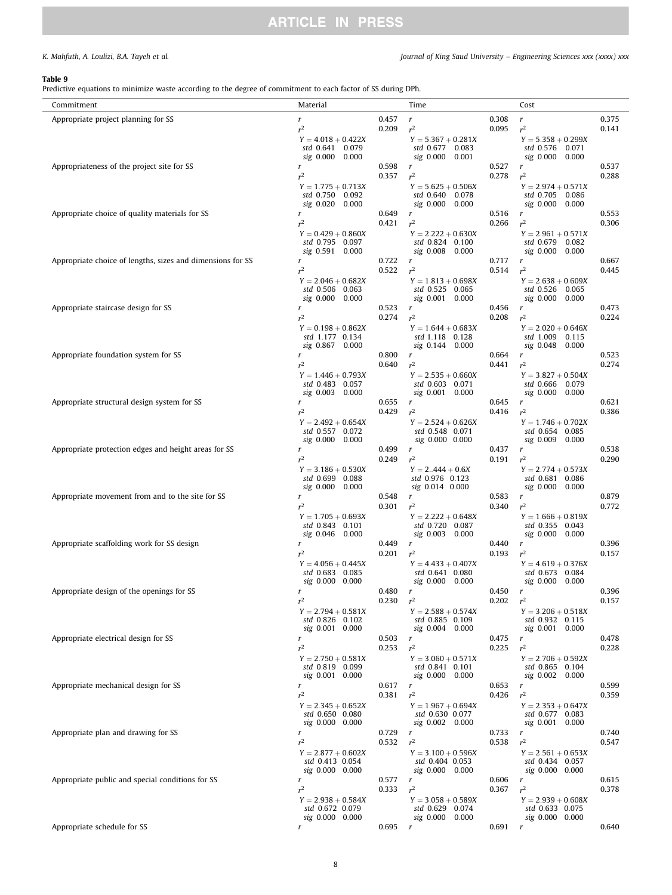**Table 9**
Predictive equations to minimize waste according to the degree of commitment to each factor of SS during DPh.

| Commitment | Material | | Time | | Cost | |
|---|---|---|---|---|---|---|
| Appropriate project planning for SS | $r$ | 0.457 | $r$ | 0.308 | $r$ | 0.375 |
| | $r^2$ | 0.209 | $r^2$ | 0.095 | $r^2$ | 0.141 |
| | $Y = 4.018 + 0.422X$<br>*std* 0.641 0.079<br>*sig* 0.000 0.000 | | $Y = 5.367 + 0.281X$<br>*std* 0.677 0.083<br>*sig* 0.000 0.001 | | $Y = 5.358 + 0.299X$<br>*std* 0.576 0.071<br>*sig* 0.000 0.000 | |
| Appropriateness of the project site for SS | $r$ | 0.598 | $r$ | 0.527 | $r$ | 0.537 |
| | $r^2$ | 0.357 | $r^2$ | 0.278 | $r^2$ | 0.288 |
| | $Y = 1.775 + 0.713X$<br>*std* 0.750 0.092<br>*sig* 0.020 0.000 | | $Y = 5.625 + 0.506X$<br>*std* 0.640 0.078<br>*sig* 0.000 0.000 | | $Y = 2.974 + 0.571X$<br>*std* 0.705 0.086<br>*sig* 0.000 0.000 | |
| Appropriate choice of quality materials for SS | $r$ | 0.649 | $r$ | 0.516 | $r$ | 0.553 |
| | $r^2$ | 0.421 | $r^2$ | 0.266 | $r^2$ | 0.306 |
| | $Y = 0.429 + 0.860X$<br>*std* 0.795 0.097<br>*sig* 0.591 0.000 | | $Y = 2.222 + 0.630X$<br>*std* 0.824 0.100<br>*sig* 0.008 0.000 | | $Y = 2.961 + 0.571X$<br>*std* 0.679 0.082<br>*sig* 0.000 0.000 | |
| Appropriate choice of lengths, sizes and dimensions for SS | $r$ | 0.722 | $r$ | 0.717 | $r$ | 0.667 |
| | $r^2$ | 0.522 | $r^2$ | 0.514 | $r^2$ | 0.445 |
| | $Y = 2.046 + 0.682X$<br>*std* 0.506 0.063<br>*sig* 0.000 0.000 | | $Y = 1.813 + 0.698X$<br>*std* 0.525 0.065<br>*sig* 0.001 0.000 | | $Y = 2.638 + 0.609X$<br>*std* 0.526 0.065<br>*sig* 0.000 0.000 | |
| Appropriate staircase design for SS | $r$ | 0.523 | $r$ | 0.456 | $r$ | 0.473 |
| | $r^2$ | 0.274 | $r^2$ | 0.208 | $r^2$ | 0.224 |
| | $Y = 0.198 + 0.862X$<br>*std* 1.177 0.134<br>*sig* 0.867 0.000 | | $Y = 1.644 + 0.683X$<br>*std* 1.118 0.128<br>*sig* 0.144 0.000 | | $Y = 2.020 + 0.646X$<br>*std* 1.009 0.115<br>*sig* 0.048 0.000 | |
| Appropriate foundation system for SS | $r$ | 0.800 | $r$ | 0.664 | $r$ | 0.523 |
| | $r^2$ | 0.640 | $r^2$ | 0.441 | $r^2$ | 0.274 |
| | $Y = 1.446 + 0.793X$<br>*std* 0.483 0.057<br>*sig* 0.003 0.000 | | $Y = 2.535 + 0.660X$<br>*std* 0.603 0.071<br>*sig* 0.001 0.000 | | $Y = 3.827 + 0.504X$<br>*std* 0.666 0.079<br>*sig* 0.000 0.000 | |
| Appropriate structural design system for SS | $r$ | 0.655 | $r$ | 0.645 | $r$ | 0.621 |
| | $r^2$ | 0.429 | $r^2$ | 0.416 | $r^2$ | 0.386 |
| | $Y = 2.492 + 0.654X$<br>*std* 0.557 0.072<br>*sig* 0.000 0.000 | | $Y = 2.524 + 0.626X$<br>*std* 0.548 0.071<br>*sig* 0.000 0.000 | | $Y = 1.746 + 0.702X$<br>*std* 0.654 0.085<br>*sig* 0.009 0.000 | |
| Appropriate protection edges and height areas for SS | $r$ | 0.499 | $r$ | 0.437 | $r$ | 0.538 |
| | $r^2$ | 0.249 | $r^2$ | 0.191 | $r^2$ | 0.290 |
| | $Y = 3.186 + 0.530X$<br>*std* 0.699 0.088<br>*sig* 0.000 0.000 | | $Y = 2..444 + 0.6X$<br>*std* 0.976 0.123<br>*sig* 0.014 0.000 | | $Y = 2.774 + 0.573X$<br>*std* 0.681 0.086<br>*sig* 0.000 0.000 | |
| Appropriate movement from and to the site for SS | $r$ | 0.548 | $r$ | 0.583 | $r$ | 0.879 |
| | $r^2$ | 0.301 | $r^2$ | 0.340 | $r^2$ | 0.772 |
| | $Y = 1.705 + 0.693X$<br>*std* 0.843 0.101<br>*sig* 0.046 0.000 | | $Y = 2.222 + 0.648X$<br>*std* 0.720 0.087<br>*sig* 0.003 0.000 | | $Y = 1.666 + 0.819X$<br>*std* 0.355 0.043<br>*sig* 0.000 0.000 | |
| Appropriate scaffolding work for SS design | $r$ | 0.449 | $r$ | 0.440 | $r$ | 0.396 |
| | $r^2$ | 0.201 | $r^2$ | 0.193 | $r^2$ | 0.157 |
| | $Y = 4.056 + 0.445X$<br>*std* 0.683 0.085<br>*sig* 0.000 0.000 | | $Y = 4.433 + 0.407X$<br>*std* 0.641 0.080<br>*sig* 0.000 0.000 | | $Y = 4.619 + 0.376X$<br>*std* 0.673 0.084<br>*sig* 0.000 0.000 | |
| Appropriate design of the openings for SS | $r$ | 0.480 | $r$ | 0.450 | $r$ | 0.396 |
| | $r^2$ | 0.230 | $r^2$ | 0.202 | $r^2$ | 0.157 |
| | $Y = 2.794 + 0.581X$<br>*std* 0.826 0.102<br>*sig* 0.001 0.000 | | $Y = 2.588 + 0.574X$<br>*std* 0.885 0.109<br>*sig* 0.004 0.000 | | $Y = 3.206 + 0.518X$<br>*std* 0.932 0.115<br>*sig* 0.001 0.000 | |
| Appropriate electrical design for SS | $r$ | 0.503 | $r$ | 0.475 | $r$ | 0.478 |
| | $r^2$ | 0.253 | $r^2$ | 0.225 | $r^2$ | 0.228 |
| | $Y = 2.750 + 0.581X$<br>*std* 0.819 0.099<br>*sig* 0.001 0.000 | | $Y = 3.060 + 0.571X$<br>*std* 0.841 0.101<br>*sig* 0.000 0.000 | | $Y = 2.706 + 0.592X$<br>*std* 0.865 0.104<br>*sig* 0.002 0.000 | |
| Appropriate mechanical design for SS | $r$ | 0.617 | $r$ | 0.653 | $r$ | 0.599 |
| | $r^2$ | 0.381 | $r^2$ | 0.426 | $r^2$ | 0.359 |
| | $Y = 2.345 + 0.652X$<br>*std* 0.650 0.080<br>*sig* 0.000 0.000 | | $Y = 1.967 + 0.694X$<br>*std* 0.630 0.077<br>*sig* 0.002 0.000 | | $Y = 2.353 + 0.647X$<br>*std* 0.677 0.083<br>*sig* 0.001 0.000 | |
| Appropriate plan and drawing for SS | $r$ | 0.729 | $r$ | 0.733 | $r$ | 0.740 |
| | $r^2$ | 0.532 | $r^2$ | 0.538 | $r^2$ | 0.547 |
| | $Y = 2.877 + 0.602X$<br>*std* 0.413 0.054<br>*sig* 0.000 0.000 | | $Y = 3.100 + 0.596X$<br>*std* 0.404 0.053<br>*sig* 0.000 0.000 | | $Y = 2.561 + 0.653X$<br>*std* 0.434 0.057<br>*sig* 0.000 0.000 | |
| Appropriate public and special conditions for SS | $r$ | 0.577 | $r$ | 0.606 | $r$ | 0.615 |
| | $r^2$ | 0.333 | $r^2$ | 0.367 | $r^2$ | 0.378 |
| | $Y = 2.938 + 0.584X$<br>*std* 0.672 0.079<br>*sig* 0.000 0.000 | | $Y = 3.058 + 0.589X$<br>*std* 0.629 0.074<br>*sig* 0.000 0.000 | | $Y = 2.939 + 0.608X$<br>*std* 0.633 0.075<br>*sig* 0.000 0.000 | |
| Appropriate schedule for SS | $r$ | 0.695 | $r$ | 0.691 | $r$ | 0.640 |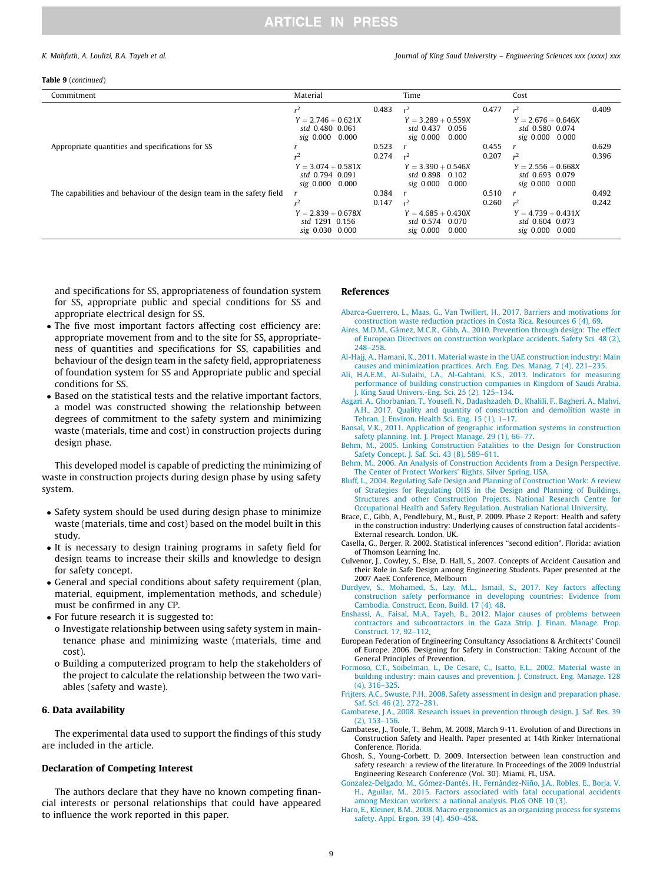**Table 9** (*continued*)

| Commitment | Material | | Time | | Cost | |
|---|---|---|---|---|---|---|
| | $r^2$ | 0.483 | $r^2$ | 0.477 | $r^2$ | 0.409 |
| | $Y = 2.746 + 0.621X$ <br> *std* 0.480 0.061 <br> *sig* 0.000 0.000 | | $Y = 3.289 + 0.559X$ <br> *std* 0.437 0.056 <br> *sig* 0.000 0.000 | | $Y = 2.676 + 0.646X$ <br> *std* 0.580 0.074 <br> *sig* 0.000 0.000 | |
| Appropriate quantities and specifications for SS | $r$ | 0.523 | $r$ | 0.455 | $r$ | 0.629 |
| | $r^2$ | 0.274 | $r^2$ | 0.207 | $r^2$ | 0.396 |
| | $Y = 3.074 + 0.581X$ <br> *std* 0.794 0.091 <br> *sig* 0.000 0.000 | | $Y = 3.390 + 0.546X$ <br> *std* 0.898 0.102 <br> *sig* 0.000 0.000 | | $Y = 2.556 + 0.668X$ <br> *std* 0.693 0.079 <br> *sig* 0.000 0.000 | |
| The capabilities and behaviour of the design team in the safety field | $r$ | 0.384 | $r$ | 0.510 | $r$ | 0.492 |
| | $r^2$ | 0.147 | $r^2$ | 0.260 | $r^2$ | 0.242 |
| | $Y = 2.839 + 0.678X$ <br> *std* 1291 0.156 <br> *sig* 0.030 0.000 | | $Y = 4.685 + 0.430X$ <br> *std* 0.574 0.070 <br> *sig* 0.000 0.000 | | $Y = 4.739 + 0.431X$ <br> *std* 0.604 0.073 <br> *sig* 0.000 0.000 | |

and specifications for SS, appropriateness of foundation system for SS, appropriate public and special conditions for SS and appropriate electrical design for SS.

- The five most important factors affecting cost efficiency are: appropriate movement from and to the site for SS, appropriateness of quantities and specifications for SS, capabilities and behaviour of the design team in the safety field, appropriateness of foundation system for SS and Appropriate public and special conditions for SS.
- Based on the statistical tests and the relative important factors, a model was constructed showing the relationship between degrees of commitment to the safety system and minimizing waste (materials, time and cost) in construction projects during design phase.

This developed model is capable of predicting the minimizing of waste in construction projects during design phase by using safety system.

- Safety system should be used during design phase to minimize waste (materials, time and cost) based on the model built in this study.
- It is necessary to design training programs in safety field for design teams to increase their skills and knowledge to design for safety concept.
- General and special conditions about safety requirement (plan, material, equipment, implementation methods, and schedule) must be confirmed in any CP.
- For future research it is suggested to:
  - o Investigate relationship between using safety system in maintenance phase and minimizing waste (materials, time and cost).
  - o Building a computerized program to help the stakeholders of the project to calculate the relationship between the two variables (safety and waste).

## 6. Data availability

The experimental data used to support the findings of this study are included in the article.

## Declaration of Competing Interest

The authors declare that they have no known competing financial interests or personal relationships that could have appeared to influence the work reported in this paper.

## References

Abarca-Guerrero, L., Maas, G., Van Twillert, H., 2017. Barriers and motivations for construction waste reduction practices in Costa Rica. Resources 6 (4), 69.

Aires, M.D.M., Gámez, M.C.R., Gibb, A., 2010. Prevention through design: The effect of European Directives on construction workplace accidents. Safety Sci. 48 (2), 248–258.

Al-Hajj, A., Hamani, K., 2011. Material waste in the UAE construction industry: Main causes and minimization practices. Arch. Eng. Des. Manag. 7 (4), 221–235.

Ali, H.A.E.M., Al-Sulaihi, I.A., Al-Gahtani, K.S., 2013. Indicators for measuring performance of building construction companies in Kingdom of Saudi Arabia. J. King Saud Univers.-Eng. Sci. 25 (2), 125–134.

Asgari, A., Ghorbanian, T., Yousefi, N., Dadashzadeh, D., Khalili, F., Bagheri, A., Mahvi, A.H., 2017. Quality and quantity of construction and demolition waste in Tehran. J. Environ. Health Sci. Eng. 15 (1), 1–17.

Bansal, V.K., 2011. Application of geographic information systems in construction safety planning. Int. J. Project Manage. 29 (1), 66–77.

Behm, M., 2005. Linking Construction Fatalities to the Design for Construction Safety Concept. J. Saf. Sci. 43 (8), 589–611.

Behm, M., 2006. An Analysis of Construction Accidents from a Design Perspective. The Center of Protect Workers' Rights, Silver Spring, USA.

Bluff, L., 2004. Regulating Safe Design and Planning of Construction Work: A review of Strategies for Regulating OHS in the Design and Planning of Buildings, Structures and other Construction Projects. National Research Centre for Occupational Health and Safety Regulation. Australian National University.

Brace, C., Gibb, A., Pendlebury, M., Bust, P. 2009. Phase 2 Report: Health and safety in the construction industry: Underlying causes of construction fatal accidents–External research. London, UK.

Casella, G., Berger, R. 2002. Statistical inferences "second edition". Florida: aviation of Thomson Learning Inc.

Culvenor, J., Cowley, S., Else, D. Hall, S., 2007. Concepts of Accident Causation and their Role in Safe Design among Engineering Students. Paper presented at the 2007 AaeE Conference, Melbourn

Durdyev, S., Mohamed, S., Lay, M.L., Ismail, S., 2017. Key factors affecting construction safety performance in developing countries: Evidence from Cambodia. Construct. Econ. Build. 17 (4), 48.

Enshassi, A., Faisal, M.A., Tayeh, B., 2012. Major causes of problems between contractors and subcontractors in the Gaza Strip. J. Finan. Manage. Prop. Construct. 17, 92–112.

European Federation of Engineering Consultancy Associations & Architects' Council of Europe. 2006. Designing for Safety in Construction: Taking Account of the General Principles of Prevention.

Formoso, C.T., Soibelman, L., De Cesare, C., Isatto, E.L., 2002. Material waste in building industry: main causes and prevention. J. Construct. Eng. Manage. 128 (4), 316–325.

Frijters, A.C., Swuste, P.H., 2008. Safety assessment in design and preparation phase. Saf. Sci. 46 (2), 272–281.

Gambatese, J.A., 2008. Research issues in prevention through design. J. Saf. Res. 39 (2), 153–156.

Gambatese, J., Toole, T., Behm, M. 2008, March 9-11. Evolution of and Directions in Construction Safety and Health. Paper presented at 14th Rinker International Conference. Florida.

Ghosh, S., Young-Corbett, D. 2009. Intersection between lean construction and safety research: a review of the literature. In Proceedings of the 2009 Industrial Engineering Research Conference (Vol. 30). Miami, FL, USA.

Gonzalez-Delgado, M., Gómez-Dantés, H., Fernández-Niño, J.A., Robles, E., Borja, V. H., Aguilar, M., 2015. Factors associated with fatal occupational accidents among Mexican workers: a national analysis. PLoS ONE 10 (3).

Haro, E., Kleiner, B.M., 2008. Macro ergonomics as an organizing process for systems safety. Appl. Ergon. 39 (4), 450–458.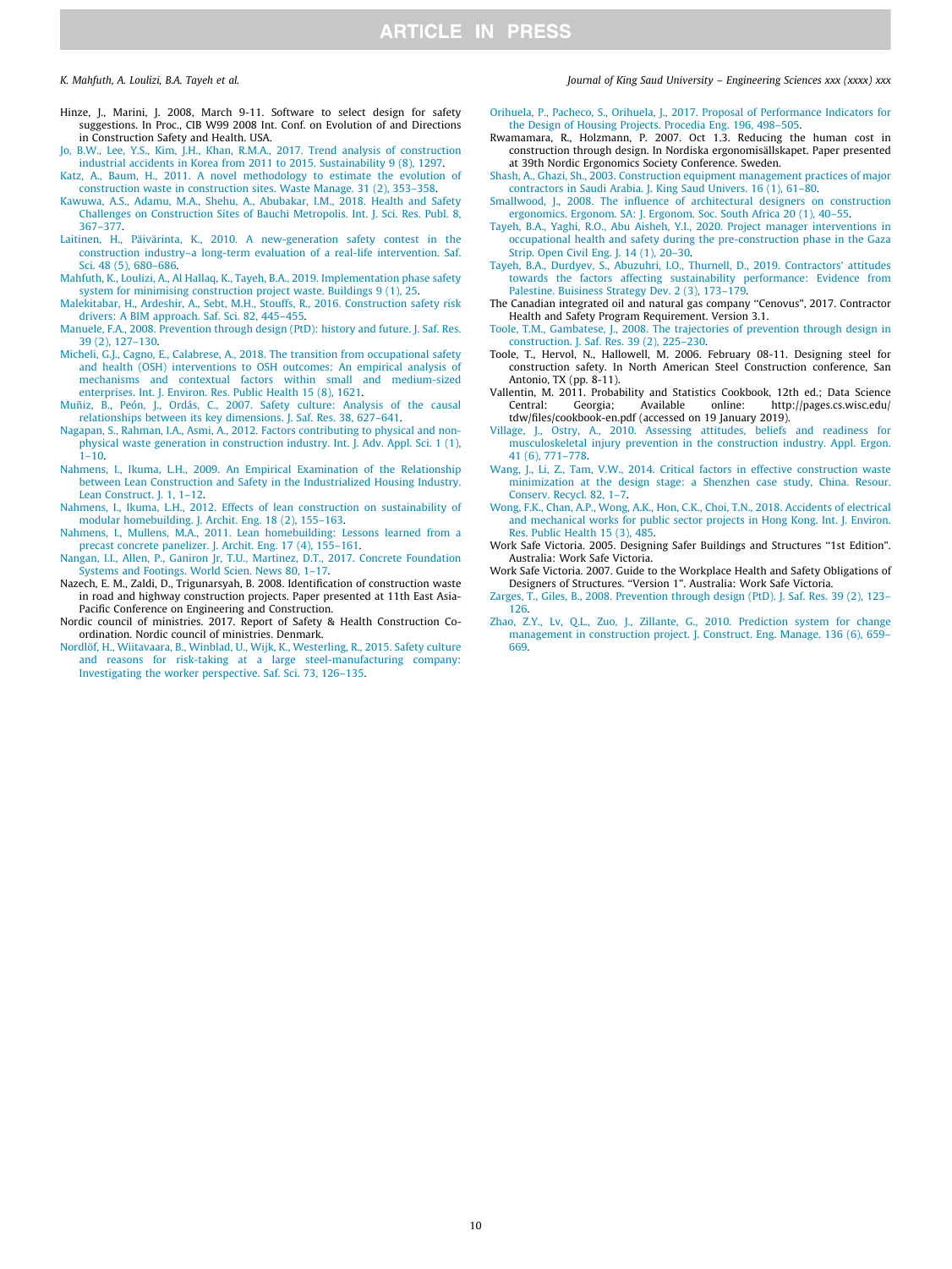Hinze, J., Marini, J. 2008, March 9-11. Software to select design for safety suggestions. In Proc., CIB W99 2008 Int. Conf. on Evolution of and Directions in Construction Safety and Health. USA.

Jo, B.W., Lee, Y.S., Kim, J.H., Khan, R.M.A., 2017. Trend analysis of construction industrial accidents in Korea from 2011 to 2015. Sustainability 9 (8), 1297.

Katz, A., Baum, H., 2011. A novel methodology to estimate the evolution of construction waste in construction sites. Waste Manage. 31 (2), 353–358.

Kawuwa, A.S., Adamu, M.A., Shehu, A., Abubakar, I.M., 2018. Health and Safety Challenges on Construction Sites of Bauchi Metropolis. Int. J. Sci. Res. Publ. 8, 367–377.

Laitinen, H., Päivärinta, K., 2010. A new-generation safety contest in the construction industry–a long-term evaluation of a real-life intervention. Saf. Sci. 48 (5), 680–686.

Mahfuth, K., Loulizi, A., Al Hallaq, K., Tayeh, B.A., 2019. Implementation phase safety system for minimising construction project waste. Buildings 9 (1), 25.

Malekitabar, H., Ardeshir, A., Sebt, M.H., Stouffs, R., 2016. Construction safety risk drivers: A BIM approach. Saf. Sci. 82, 445–455.

Manuele, F.A., 2008. Prevention through design (PtD): history and future. J. Saf. Res. 39 (2), 127–130.

Micheli, G.J., Cagno, E., Calabrese, A., 2018. The transition from occupational safety and health (OSH) interventions to OSH outcomes: An empirical analysis of mechanisms and contextual factors within small and medium-sized enterprises. Int. J. Environ. Res. Public Health 15 (8), 1621.

Muñiz, B., Peón, J., Ordás, C., 2007. Safety culture: Analysis of the causal relationships between its key dimensions. J. Saf. Res. 38, 627–641.

Nagapan, S., Rahman, I.A., Asmi, A., 2012. Factors contributing to physical and non-physical waste generation in construction industry. Int. J. Adv. Appl. Sci. 1 (1), 1–10.

Nahmens, I., Ikuma, L.H., 2009. An Empirical Examination of the Relationship between Lean Construction and Safety in the Industrialized Housing Industry. Lean Construct. J. 1, 1–12.

Nahmens, I., Ikuma, L.H., 2012. Effects of lean construction on sustainability of modular homebuilding. J. Archit. Eng. 18 (2), 155–163.

Nahmens, I., Mullens, M.A., 2011. Lean homebuilding: Lessons learned from a precast concrete panelizer. J. Archit. Eng. 17 (4), 155–161.

Nangan, I.I., Allen, P., Ganiron Jr, T.U., Martinez, D.T., 2017. Concrete Foundation Systems and Footings. World Scien. News 80, 1–17.

Nazech, E. M., Zaldi, D., Trigunarsyah, B. 2008. Identification of construction waste in road and highway construction projects. Paper presented at 11th East Asia-Pacific Conference on Engineering and Construction.

Nordic council of ministries. 2017. Report of Safety & Health Construction Co-ordination. Nordic council of ministries. Denmark.

Nordlöf, H., Wiitavaara, B., Winblad, U., Wijk, K., Westerling, R., 2015. Safety culture and reasons for risk-taking at a large steel-manufacturing company: Investigating the worker perspective. Saf. Sci. 73, 126–135.

Orihuela, P., Pacheco, S., Orihuela, J., 2017. Proposal of Performance Indicators for the Design of Housing Projects. Procedia Eng. 196, 498–505.

Rwamamara, R., Holzmann, P. 2007. Oct 1.3. Reducing the human cost in construction through design. In Nordiska ergonomisällskapet. Paper presented at 39th Nordic Ergonomics Society Conference. Sweden.

Shash, A., Ghazi, Sh., 2003. Construction equipment management practices of major contractors in Saudi Arabia. J. King Saud Univers. 16 (1), 61–80.

Smallwood, J., 2008. The influence of architectural designers on construction ergonomics. Ergonom. SA: J. Ergonom. Soc. South Africa 20 (1), 40–55.

Tayeh, B.A., Yaghi, R.O., Abu Aisheh, Y.I., 2020. Project manager interventions in occupational health and safety during the pre-construction phase in the Gaza Strip. Open Civil Eng. J. 14 (1), 20–30.

Tayeh, B.A., Durdyev, S., Abuzuhri, I.O., Thurnell, D., 2019. Contractors' attitudes towards the factors affecting sustainability performance: Evidence from Palestine. Buisiness Strategy Dev. 2 (3), 173–179.

The Canadian integrated oil and natural gas company "Cenovus", 2017. Contractor Health and Safety Program Requirement. Version 3.1.

Toole, T.M., Gambatese, J., 2008. The trajectories of prevention through design in construction. J. Saf. Res. 39 (2), 225–230.

Toole, T., Hervol, N., Hallowell, M. 2006. February 08-11. Designing steel for construction safety. In North American Steel Construction conference, San Antonio, TX (pp. 8-11).

Vallentin, M. 2011. Probability and Statistics Cookbook, 12th ed.; Data Science Central: Georgia; Available online: http://pages.cs.wisc.edu/tdw/files/cookbook-en.pdf (accessed on 19 January 2019).

Village, J., Ostry, A., 2010. Assessing attitudes, beliefs and readiness for musculoskeletal injury prevention in the construction industry. Appl. Ergon. 41 (6), 771–778.

Wang, J., Li, Z., Tam, V.W., 2014. Critical factors in effective construction waste minimization at the design stage: a Shenzhen case study, China. Resour. Conserv. Recycl. 82, 1–7.

Wong, F.K., Chan, A.P., Wong, A.K., Hon, C.K., Choi, T.N., 2018. Accidents of electrical and mechanical works for public sector projects in Hong Kong. Int. J. Environ. Res. Public Health 15 (3), 485.

Work Safe Victoria. 2005. Designing Safer Buildings and Structures "1st Edition". Australia: Work Safe Victoria.

Work Safe Victoria. 2007. Guide to the Workplace Health and Safety Obligations of Designers of Structures. "Version 1". Australia: Work Safe Victoria.

Zarges, T., Giles, B., 2008. Prevention through design (PtD). J. Saf. Res. 39 (2), 123–126.

Zhao, Z.Y., Lv, Q.L., Zuo, J., Zillante, G., 2010. Prediction system for change management in construction project. J. Construct. Eng. Manage. 136 (6), 659–669.